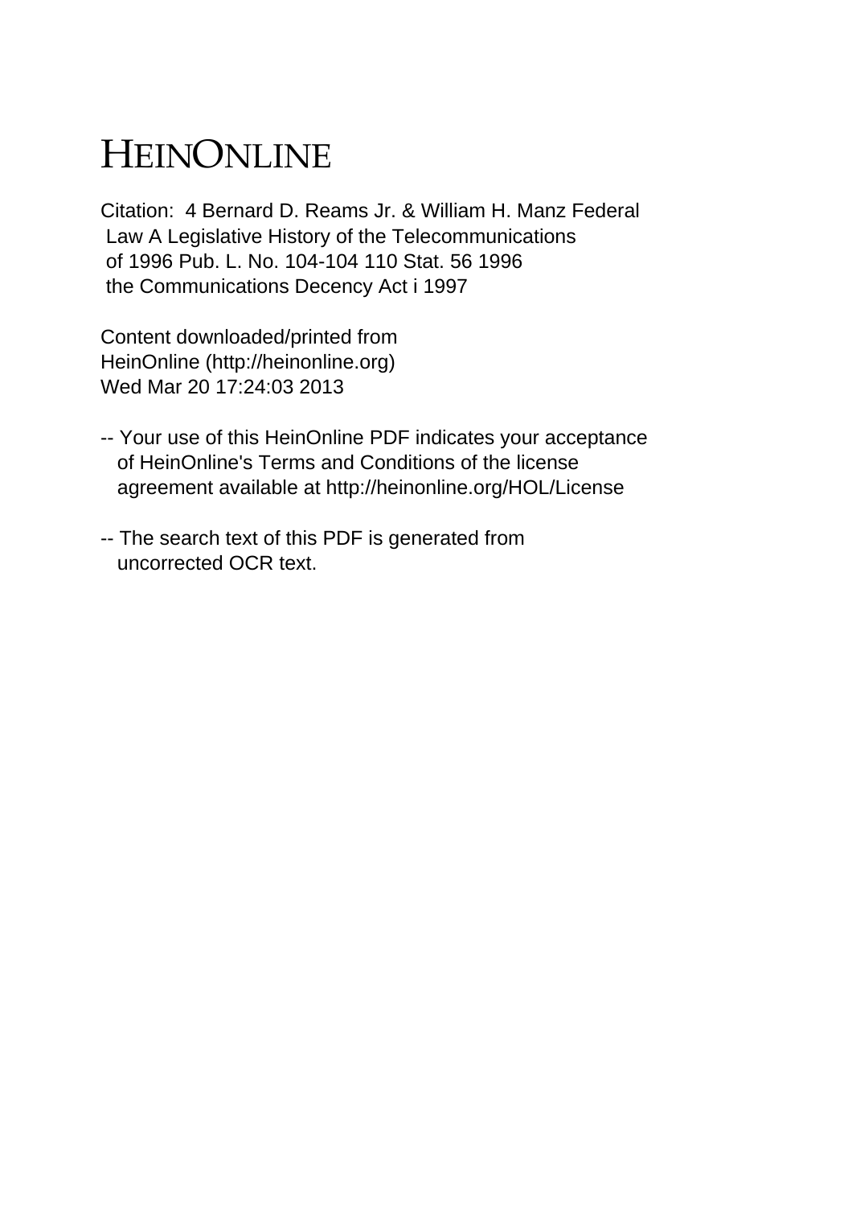# HEINONLINE

Citation: 4 Bernard D. Reams Jr. & William H. Manz Federal Law A Legislative History of the Telecommunications of 1996 Pub. L. No. 104-104 110 Stat. 56 1996 the Communications Decency Act i 1997

Content downloaded/printed from HeinOnline (http://heinonline.org) Wed Mar 20 17:24:03 2013

-- Your use of this HeinOnline PDF indicates your acceptance of HeinOnline's Terms and Conditions of the license agreement available at http://heinonline.org/HOL/License

-- The search text of this PDF is generated from uncorrected OCR text.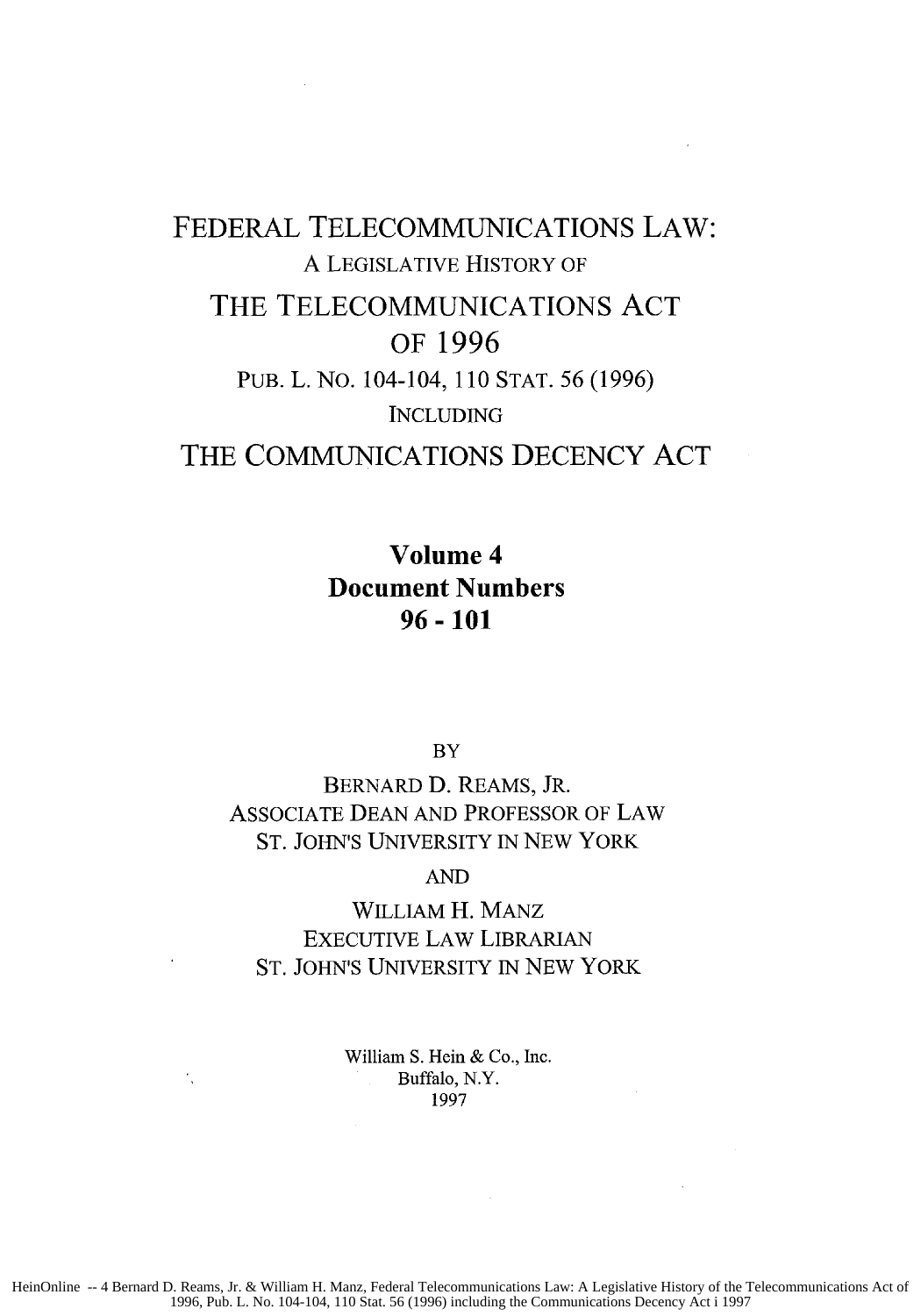# FEDERAL TELECOMMUNICATIONS LAW:

A LEGISLATIVE HISTORY OF

# THE TELECOMMUNICATIONS ACT OF 1996

PUB. L. NO. 104-104, 110 STAT. 56 (1996)

INCLUDING

# THE COMMUNICATIONS DECENCY ACT

**Volume 4**

**Document Numbers**

**96 - 101**

BY

BERNARD D. REAMS, JR.
ASSOCIATE DEAN AND PROFESSOR OF LAW
ST. JOHN'S UNIVERSITY IN NEW YORK

AND

WILLIAM H. MANZ
EXECUTIVE LAW LIBRARIAN
ST. JOHN'S UNIVERSITY IN NEW YORK

William S. Hein & Co., Inc.
Buffalo, N.Y.
1997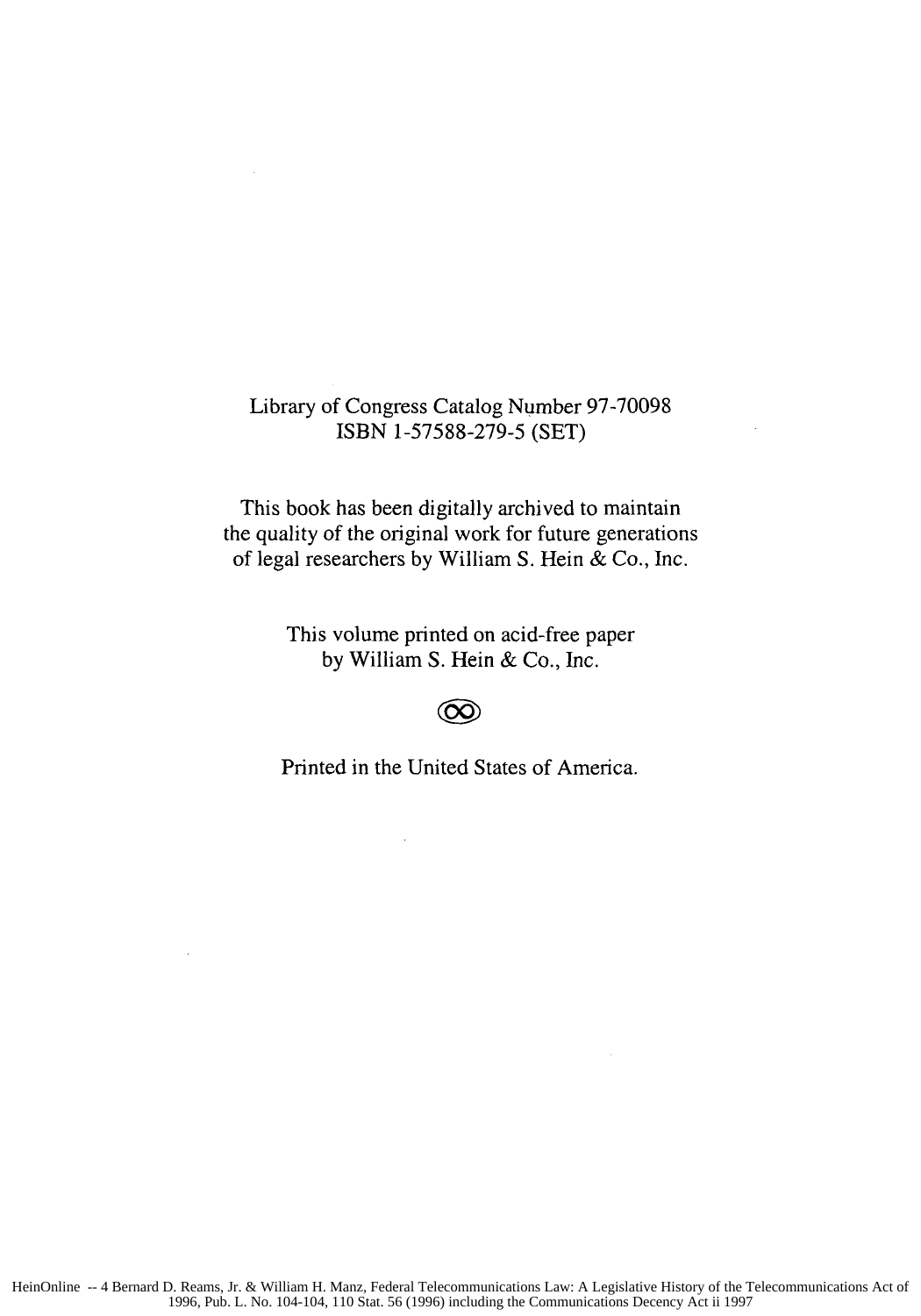Library of Congress Catalog Number 97-70098
ISBN 1-57588-279-5 (SET)

This book has been digitally archived to maintain the quality of the original work for future generations of legal researchers by William S. Hein & Co., Inc.

This volume printed on acid-free paper by William S. Hein & Co., Inc.

∞

Printed in the United States of America.